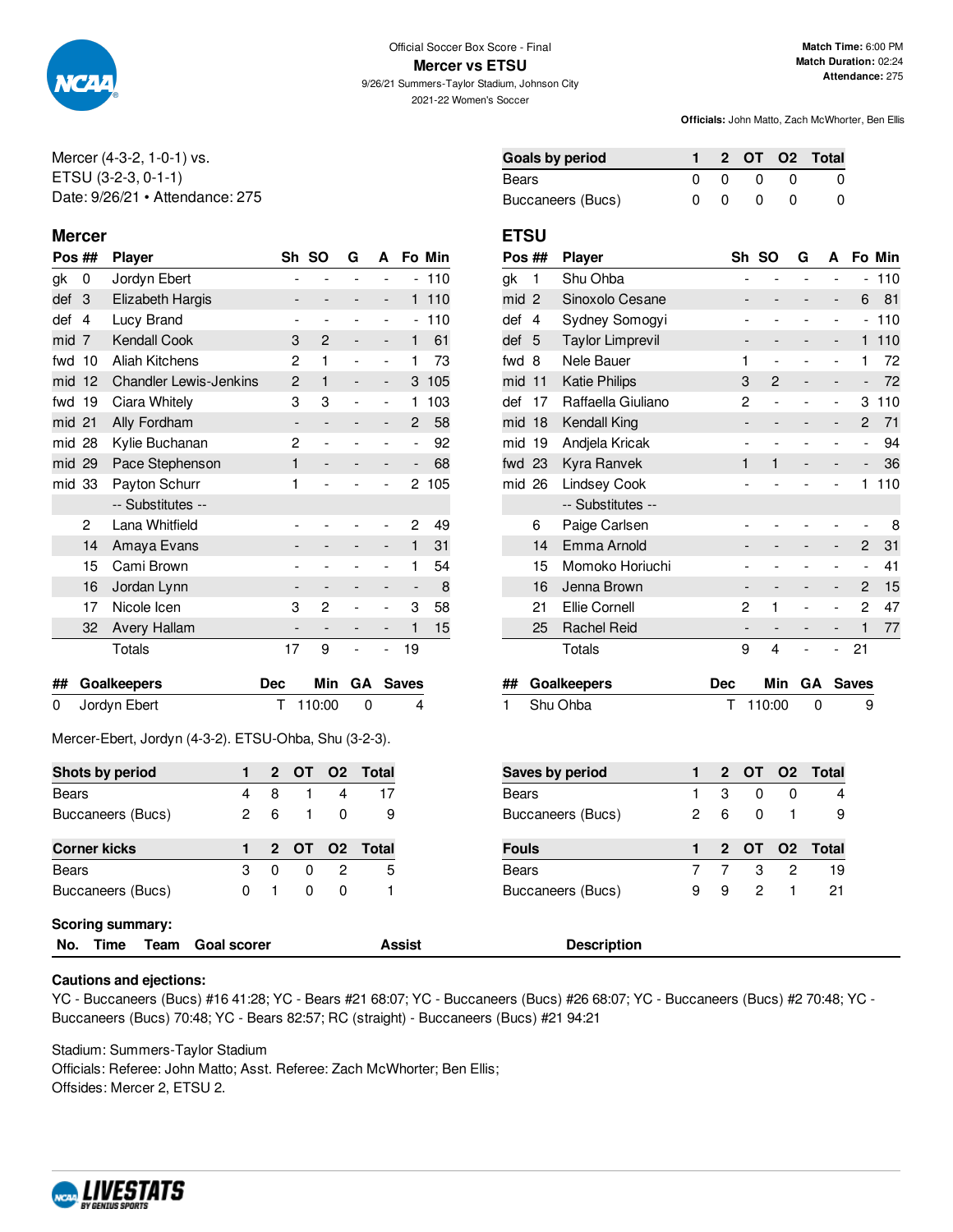Official Soccer Box Score - Final

# Mercer vs ETSU

9/26/21 Summers-Taylor Stadium, Johnson City

2021-22 Women's Soccer

**Match Time:** 6:00 PM
**Match Duration:** 02:24
**Attendance:** 275

**Officials:** John Matto, Zach McWhorter, Ben Ellis

Mercer (4-3-2, 1-0-1) vs.
ETSU (3-2-3, 0-1-1)
Date: 9/26/21 • Attendance: 275

| Goals by period | 1 | 2 | OT | O2 | Total |
|---|---|---|---|---|---|
| Bears | 0 | 0 | 0 | 0 | 0 |
| Buccaneers (Bucs) | 0 | 0 | 0 | 0 | 0 |

## Mercer

| Pos | ## | Player | Sh | SO | G | A | Fo | Min |
|---|---|---|---|---|---|---|---|---|
| gk | 0 | Jordyn Ebert | - | - | - | - | - | 110 |
| def | 3 | Elizabeth Hargis | - | - | - | - | 1 | 110 |
| def | 4 | Lucy Brand | - | - | - | - | - | 110 |
| mid | 7 | Kendall Cook | 3 | 2 | - | - | 1 | 61 |
| fwd | 10 | Aliah Kitchens | 2 | 1 | - | - | 1 | 73 |
| mid | 12 | Chandler Lewis-Jenkins | 2 | 1 | - | - | 3 | 105 |
| fwd | 19 | Ciara Whitely | 3 | 3 | - | - | 1 | 103 |
| mid | 21 | Ally Fordham | - | - | - | - | 2 | 58 |
| mid | 28 | Kylie Buchanan | 2 | - | - | - | - | 92 |
| mid | 29 | Pace Stephenson | 1 | - | - | - | - | 68 |
| mid | 33 | Payton Schurr | 1 | - | - | - | 2 | 105 |
| | | -- Substitutes -- | | | | | | |
| | 2 | Lana Whitfield | - | - | - | - | 2 | 49 |
| | 14 | Amaya Evans | - | - | - | - | 1 | 31 |
| | 15 | Cami Brown | - | - | - | - | 1 | 54 |
| | 16 | Jordan Lynn | - | - | - | - | - | 8 |
| | 17 | Nicole Icen | 3 | 2 | - | - | 3 | 58 |
| | 32 | Avery Hallam | - | - | - | - | 1 | 15 |
| | | Totals | 17 | 9 | - | - | 19 | |

| ## | Goalkeepers | Dec | Min | GA | Saves |
|---|---|---|---|---|---|
| 0 | Jordyn Ebert | T | 110:00 | 0 | 4 |

Mercer-Ebert, Jordyn (4-3-2). ETSU-Ohba, Shu (3-2-3).

## ETSU

| Pos | ## | Player | Sh | SO | G | A | Fo | Min |
|---|---|---|---|---|---|---|---|---|
| gk | 1 | Shu Ohba | - | - | - | - | - | 110 |
| mid | 2 | Sinoxolo Cesane | - | - | - | - | 6 | 81 |
| def | 4 | Sydney Somogyi | - | - | - | - | - | 110 |
| def | 5 | Taylor Limprevil | - | - | - | - | 1 | 110 |
| fwd | 8 | Nele Bauer | 1 | - | - | - | 1 | 72 |
| mid | 11 | Katie Philips | 3 | 2 | - | - | - | 72 |
| def | 17 | Raffaella Giuliano | 2 | - | - | - | 3 | 110 |
| mid | 18 | Kendall King | - | - | - | - | 2 | 71 |
| mid | 19 | Andjela Kricak | - | - | - | - | - | 94 |
| fwd | 23 | Kyra Ranvek | 1 | 1 | - | - | - | 36 |
| mid | 26 | Lindsey Cook | - | - | - | - | 1 | 110 |
| | | -- Substitutes -- | | | | | | |
| | 6 | Paige Carlsen | - | - | - | - | - | 8 |
| | 14 | Emma Arnold | - | - | - | - | 2 | 31 |
| | 15 | Momoko Horiuchi | - | - | - | - | - | 41 |
| | 16 | Jenna Brown | - | - | - | - | 2 | 15 |
| | 21 | Ellie Cornell | 2 | 1 | - | - | 2 | 47 |
| | 25 | Rachel Reid | - | - | - | - | 1 | 77 |
| | | Totals | 9 | 4 | - | - | 21 | |

| ## | Goalkeepers | Dec | Min | GA | Saves |
|---|---|---|---|---|---|
| 1 | Shu Ohba | T | 110:00 | 0 | 9 |

| Shots by period | 1 | 2 | OT | O2 | Total |
|---|---|---|---|---|---|
| Bears | 4 | 8 | 1 | 4 | 17 |
| Buccaneers (Bucs) | 2 | 6 | 1 | 0 | 9 |

| Saves by period | 1 | 2 | OT | O2 | Total |
|---|---|---|---|---|---|
| Bears | 1 | 3 | 0 | 0 | 4 |
| Buccaneers (Bucs) | 2 | 6 | 0 | 1 | 9 |

| Corner kicks | 1 | 2 | OT | O2 | Total |
|---|---|---|---|---|---|
| Bears | 3 | 0 | 0 | 2 | 5 |
| Buccaneers (Bucs) | 0 | 1 | 0 | 0 | 1 |

| Fouls | 1 | 2 | OT | O2 | Total |
|---|---|---|---|---|---|
| Bears | 7 | 7 | 3 | 2 | 19 |
| Buccaneers (Bucs) | 9 | 9 | 2 | 1 | 21 |

**Scoring summary:**

| No. | Time | Team | Goal scorer | Assist | Description |
|---|---|---|---|---|---|

**Cautions and ejections:**

YC - Buccaneers (Bucs) #16 41:28; YC - Bears #21 68:07; YC - Buccaneers (Bucs) #26 68:07; YC - Buccaneers (Bucs) #2 70:48; YC - Buccaneers (Bucs) 70:48; YC - Bears 82:57; RC (straight) - Buccaneers (Bucs) #21 94:21

Stadium: Summers-Taylor Stadium
Officials: Referee: John Matto; Asst. Referee: Zach McWhorter; Ben Ellis;
Offsides: Mercer 2, ETSU 2.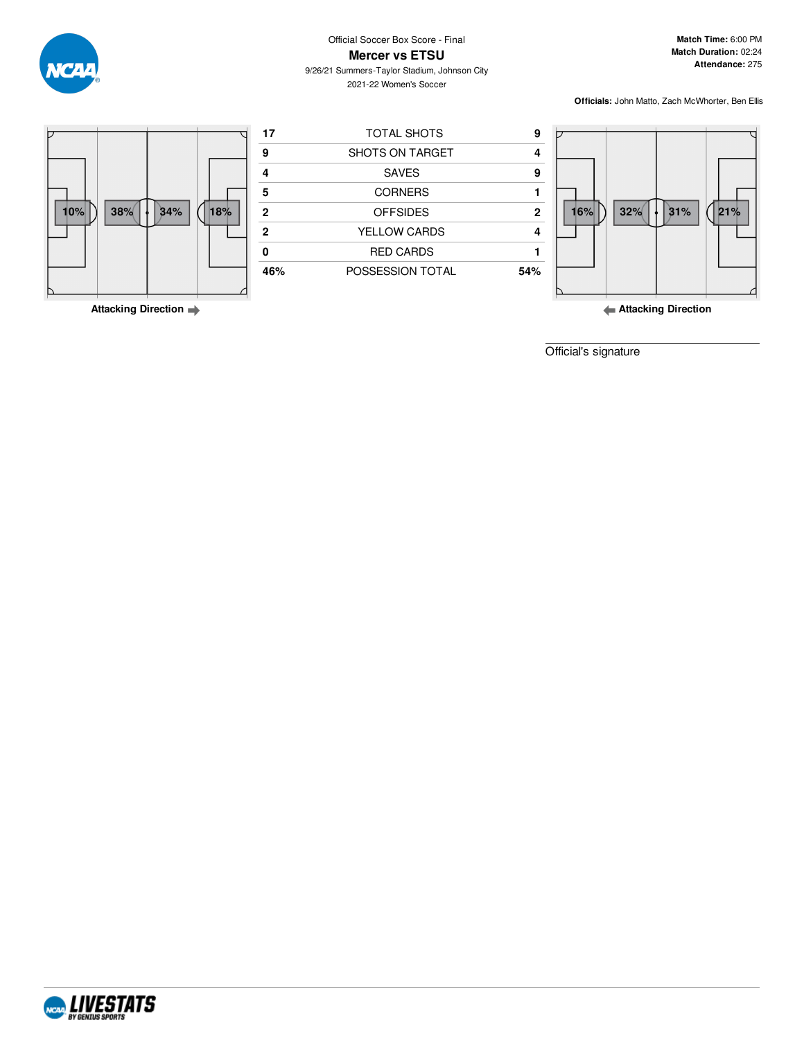Official Soccer Box Score - Final

# Mercer vs ETSU

9/26/21 Summers-Taylor Stadium, Johnson City

2021-22 Women's Soccer

**Match Time:** 6:00 PM
**Match Duration:** 02:24
**Attendance:** 275

**Officials:** John Matto, Zach McWhorter, Ben Ellis

Mercer field zones: 10% | 38% | 34% | 18%

**Attacking Direction** →

| Mercer | | ETSU |
|---|---|---|
| 17 | TOTAL SHOTS | 9 |
| 9 | SHOTS ON TARGET | 4 |
| 4 | SAVES | 9 |
| 5 | CORNERS | 1 |
| 2 | OFFSIDES | 2 |
| 2 | YELLOW CARDS | 4 |
| 0 | RED CARDS | 1 |
| 46% | POSSESSION TOTAL | 54% |

ETSU field zones: 16% | 32% | 31% | 21%

← **Attacking Direction**

Official's signature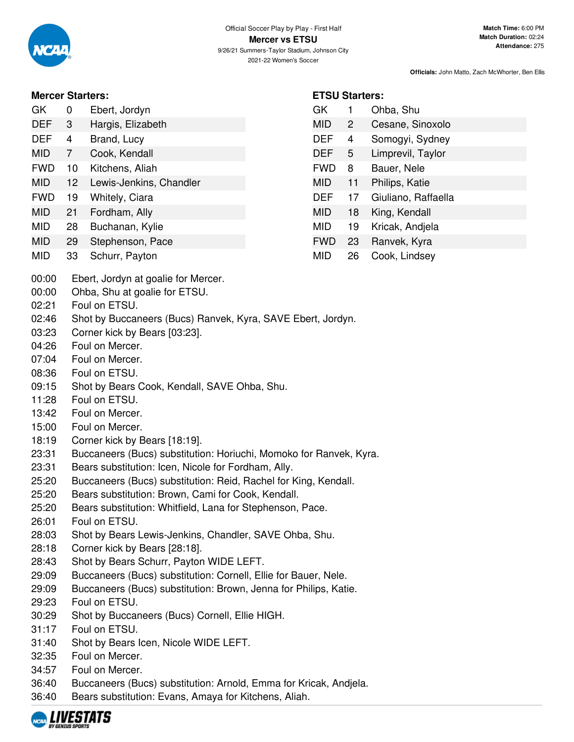Official Soccer Play by Play - First Half

# Mercer vs ETSU

9/26/21 Summers-Taylor Stadium, Johnson City

2021-22 Women's Soccer

**Match Time:** 6:00 PM
**Match Duration:** 02:24
**Attendance:** 275

**Officials:** John Matto, Zach McWhorter, Ben Ellis

### Mercer Starters:

| Pos | No. | Name |
|---|---|---|
| GK | 0 | Ebert, Jordyn |
| DEF | 3 | Hargis, Elizabeth |
| DEF | 4 | Brand, Lucy |
| MID | 7 | Cook, Kendall |
| FWD | 10 | Kitchens, Aliah |
| MID | 12 | Lewis-Jenkins, Chandler |
| FWD | 19 | Whitely, Ciara |
| MID | 21 | Fordham, Ally |
| MID | 28 | Buchanan, Kylie |
| MID | 29 | Stephenson, Pace |
| MID | 33 | Schurr, Payton |

### ETSU Starters:

| Pos | No. | Name |
|---|---|---|
| GK | 1 | Ohba, Shu |
| MID | 2 | Cesane, Sinoxolo |
| DEF | 4 | Somogyi, Sydney |
| DEF | 5 | Limprevil, Taylor |
| FWD | 8 | Bauer, Nele |
| MID | 11 | Philips, Katie |
| DEF | 17 | Giuliano, Raffaella |
| MID | 18 | King, Kendall |
| MID | 19 | Kricak, Andjela |
| FWD | 23 | Ranvek, Kyra |
| MID | 26 | Cook, Lindsey |

| Time | Play |
|---|---|
| 00:00 | Ebert, Jordyn at goalie for Mercer. |
| 00:00 | Ohba, Shu at goalie for ETSU. |
| 02:21 | Foul on ETSU. |
| 02:46 | Shot by Buccaneers (Bucs) Ranvek, Kyra, SAVE Ebert, Jordyn. |
| 03:23 | Corner kick by Bears [03:23]. |
| 04:26 | Foul on Mercer. |
| 07:04 | Foul on Mercer. |
| 08:36 | Foul on ETSU. |
| 09:15 | Shot by Bears Cook, Kendall, SAVE Ohba, Shu. |
| 11:28 | Foul on ETSU. |
| 13:42 | Foul on Mercer. |
| 15:00 | Foul on Mercer. |
| 18:19 | Corner kick by Bears [18:19]. |
| 23:31 | Buccaneers (Bucs) substitution: Horiuchi, Momoko for Ranvek, Kyra. |
| 23:31 | Bears substitution: Icen, Nicole for Fordham, Ally. |
| 25:20 | Buccaneers (Bucs) substitution: Reid, Rachel for King, Kendall. |
| 25:20 | Bears substitution: Brown, Cami for Cook, Kendall. |
| 25:20 | Bears substitution: Whitfield, Lana for Stephenson, Pace. |
| 26:01 | Foul on ETSU. |
| 28:03 | Shot by Bears Lewis-Jenkins, Chandler, SAVE Ohba, Shu. |
| 28:18 | Corner kick by Bears [28:18]. |
| 28:43 | Shot by Bears Schurr, Payton WIDE LEFT. |
| 29:09 | Buccaneers (Bucs) substitution: Cornell, Ellie for Bauer, Nele. |
| 29:09 | Buccaneers (Bucs) substitution: Brown, Jenna for Philips, Katie. |
| 29:23 | Foul on ETSU. |
| 30:29 | Shot by Buccaneers (Bucs) Cornell, Ellie HIGH. |
| 31:17 | Foul on ETSU. |
| 31:40 | Shot by Bears Icen, Nicole WIDE LEFT. |
| 32:35 | Foul on Mercer. |
| 34:57 | Foul on Mercer. |
| 36:40 | Buccaneers (Bucs) substitution: Arnold, Emma for Kricak, Andjela. |
| 36:40 | Bears substitution: Evans, Amaya for Kitchens, Aliah. |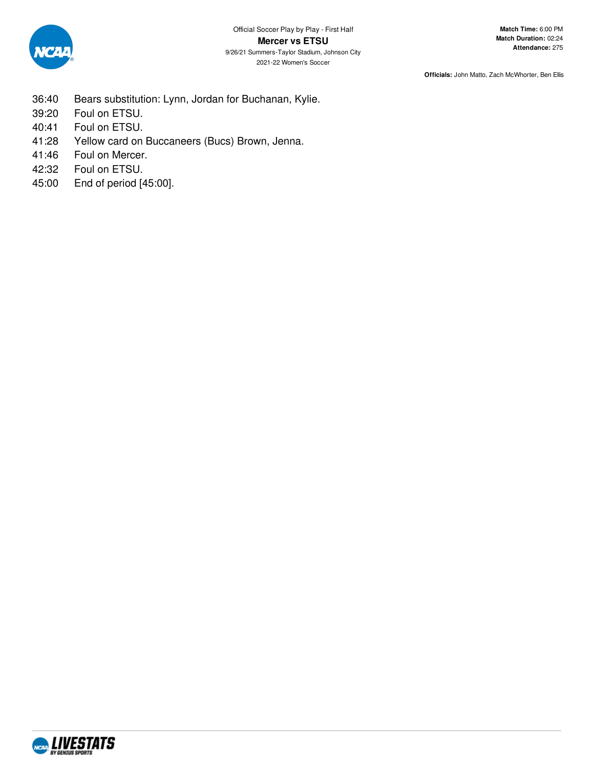Official Soccer Play by Play - First Half

**Mercer vs ETSU**

9/26/21 Summers-Taylor Stadium, Johnson City

2021-22 Women's Soccer

**Match Time:** 6:00 PM
**Match Duration:** 02:24
**Attendance:** 275

**Officials:** John Matto, Zach McWhorter, Ben Ellis

| | |
|---|---|
| 36:40 | Bears substitution: Lynn, Jordan for Buchanan, Kylie. |
| 39:20 | Foul on ETSU. |
| 40:41 | Foul on ETSU. |
| 41:28 | Yellow card on Buccaneers (Bucs) Brown, Jenna. |
| 41:46 | Foul on Mercer. |
| 42:32 | Foul on ETSU. |
| 45:00 | End of period [45:00]. |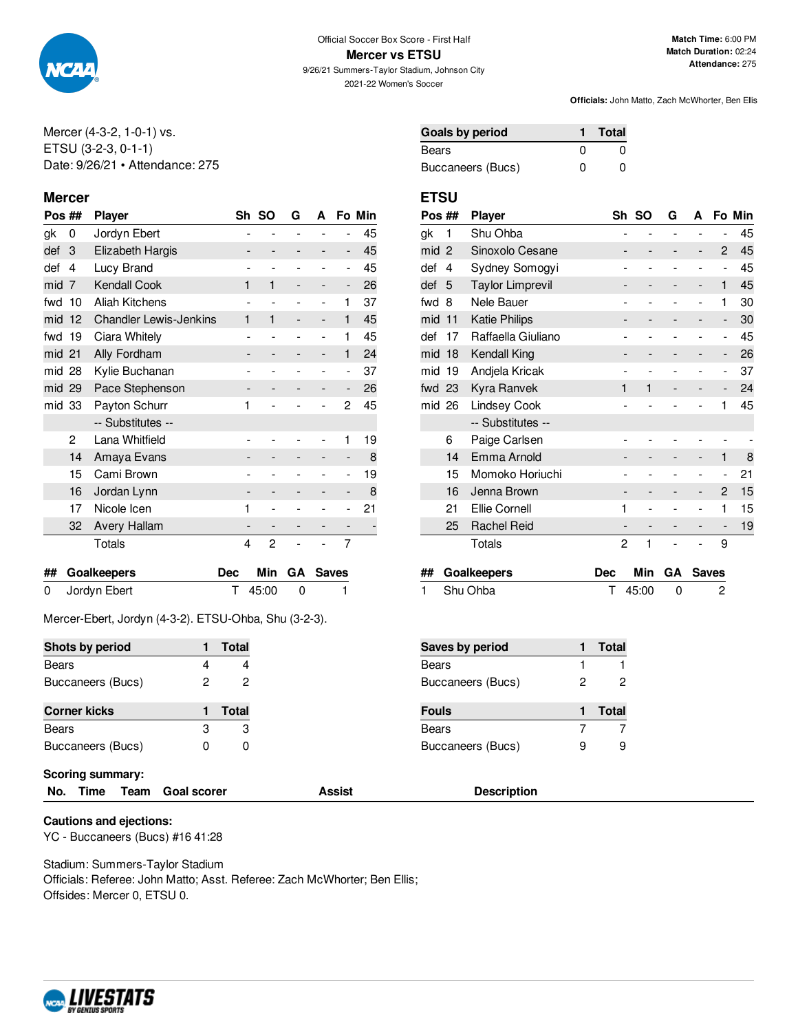Official Soccer Box Score - First Half

# Mercer vs ETSU

9/26/21 Summers-Taylor Stadium, Johnson City

2021-22 Women's Soccer

**Match Time:** 6:00 PM
**Match Duration:** 02:24
**Attendance:** 275

**Officials:** John Matto, Zach McWhorter, Ben Ellis

Mercer (4-3-2, 1-0-1) vs.
ETSU (3-2-3, 0-1-1)
Date: 9/26/21 • Attendance: 275

| Goals by period | 1 | Total |
|---|---|---|
| Bears | 0 | 0 |
| Buccaneers (Bucs) | 0 | 0 |

## Mercer

| Pos | ## | Player | Sh | SO | G | A | Fo | Min |
|---|---|---|---|---|---|---|---|---|
| gk | 0 | Jordyn Ebert | - | - | - | - | - | 45 |
| def | 3 | Elizabeth Hargis | - | - | - | - | - | 45 |
| def | 4 | Lucy Brand | - | - | - | - | - | 45 |
| mid | 7 | Kendall Cook | 1 | 1 | - | - | - | 26 |
| fwd | 10 | Aliah Kitchens | - | - | - | - | 1 | 37 |
| mid | 12 | Chandler Lewis-Jenkins | 1 | 1 | - | - | 1 | 45 |
| fwd | 19 | Ciara Whitely | - | - | - | - | 1 | 45 |
| mid | 21 | Ally Fordham | - | - | - | - | 1 | 24 |
| mid | 28 | Kylie Buchanan | - | - | - | - | - | 37 |
| mid | 29 | Pace Stephenson | - | - | - | - | - | 26 |
| mid | 33 | Payton Schurr | 1 | - | - | - | 2 | 45 |
| | | -- Substitutes -- | | | | | | |
| | 2 | Lana Whitfield | - | - | - | - | 1 | 19 |
| | 14 | Amaya Evans | - | - | - | - | - | 8 |
| | 15 | Cami Brown | - | - | - | - | - | 19 |
| | 16 | Jordan Lynn | - | - | - | - | - | 8 |
| | 17 | Nicole Icen | 1 | - | - | - | - | 21 |
| | 32 | Avery Hallam | - | - | - | - | - | - |
| | | Totals | 4 | 2 | - | - | 7 | |

| ## | Goalkeepers | Dec | Min | GA | Saves |
|---|---|---|---|---|---|
| 0 | Jordyn Ebert | T | 45:00 | 0 | 1 |

## ETSU

| Pos | ## | Player | Sh | SO | G | A | Fo | Min |
|---|---|---|---|---|---|---|---|---|
| gk | 1 | Shu Ohba | - | - | - | - | - | 45 |
| mid | 2 | Sinoxolo Cesane | - | - | - | - | 2 | 45 |
| def | 4 | Sydney Somogyi | - | - | - | - | - | 45 |
| def | 5 | Taylor Limprevil | - | - | - | - | 1 | 45 |
| fwd | 8 | Nele Bauer | - | - | - | - | 1 | 30 |
| mid | 11 | Katie Philips | - | - | - | - | - | 30 |
| def | 17 | Raffaella Giuliano | - | - | - | - | - | 45 |
| mid | 18 | Kendall King | - | - | - | - | - | 26 |
| mid | 19 | Andjela Kricak | - | - | - | - | - | 37 |
| fwd | 23 | Kyra Ranvek | 1 | 1 | - | - | - | 24 |
| mid | 26 | Lindsey Cook | - | - | - | - | 1 | 45 |
| | | -- Substitutes -- | | | | | | |
| | 6 | Paige Carlsen | - | - | - | - | - | - |
| | 14 | Emma Arnold | - | - | - | - | 1 | 8 |
| | 15 | Momoko Horiuchi | - | - | - | - | - | 21 |
| | 16 | Jenna Brown | - | - | - | - | 2 | 15 |
| | 21 | Ellie Cornell | 1 | - | - | - | 1 | 15 |
| | 25 | Rachel Reid | - | - | - | - | - | 19 |
| | | Totals | 2 | 1 | - | - | 9 | |

| ## | Goalkeepers | Dec | Min | GA | Saves |
|---|---|---|---|---|---|
| 1 | Shu Ohba | T | 45:00 | 0 | 2 |

Mercer-Ebert, Jordyn (4-3-2). ETSU-Ohba, Shu (3-2-3).

| Shots by period | 1 | Total |
|---|---|---|
| Bears | 4 | 4 |
| Buccaneers (Bucs) | 2 | 2 |

| Saves by period | 1 | Total |
|---|---|---|
| Bears | 1 | 1 |
| Buccaneers (Bucs) | 2 | 2 |

| Corner kicks | 1 | Total |
|---|---|---|
| Bears | 3 | 3 |
| Buccaneers (Bucs) | 0 | 0 |

| Fouls | 1 | Total |
|---|---|---|
| Bears | 7 | 7 |
| Buccaneers (Bucs) | 9 | 9 |

**Scoring summary:**

| No. | Time | Team | Goal scorer | Assist | Description |
|---|---|---|---|---|---|

**Cautions and ejections:**

YC - Buccaneers (Bucs) #16 41:28

Stadium: Summers-Taylor Stadium
Officials: Referee: John Matto; Asst. Referee: Zach McWhorter; Ben Ellis;
Offsides: Mercer 0, ETSU 0.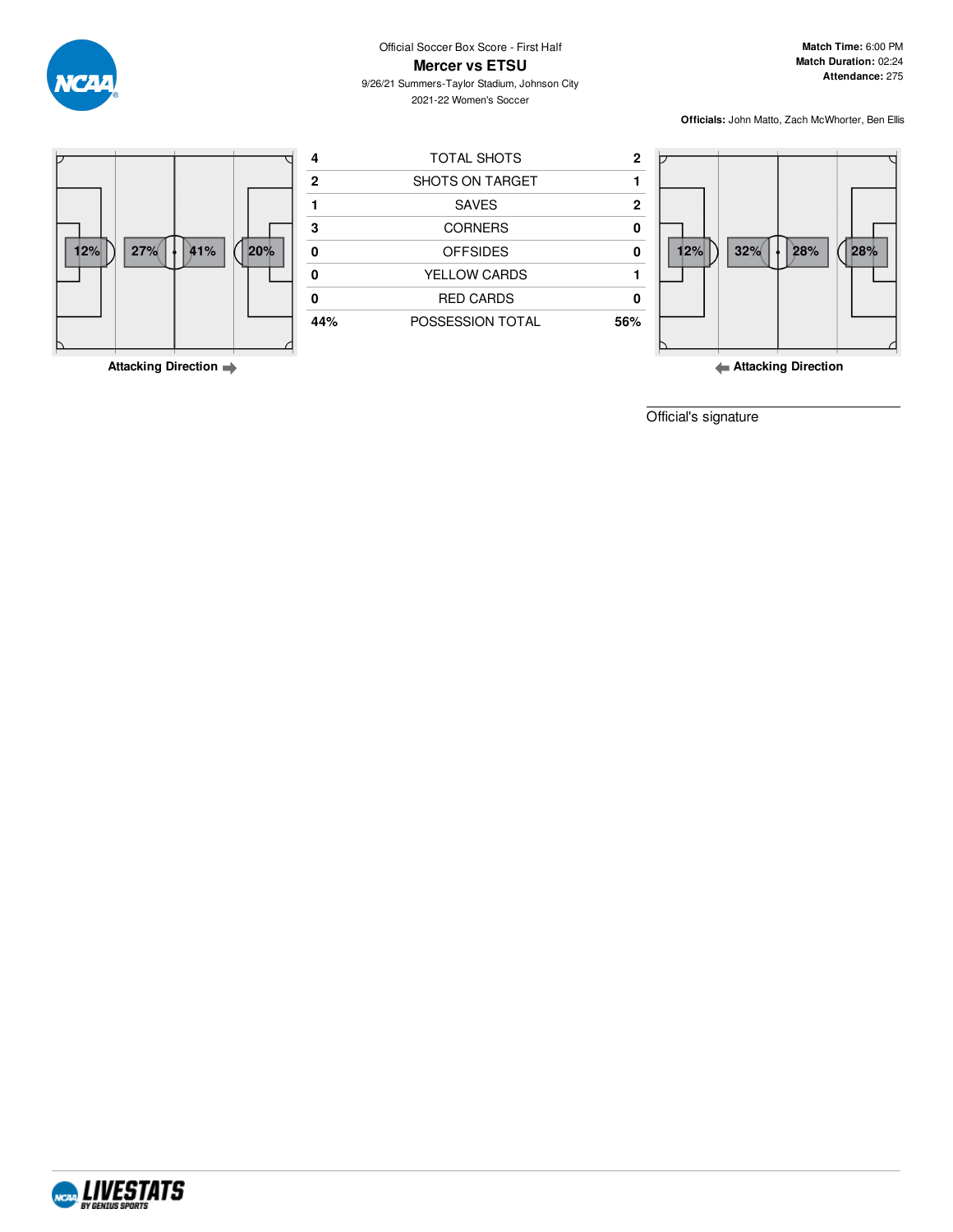Official Soccer Box Score - First Half

# Mercer vs ETSU

9/26/21 Summers-Taylor Stadium, Johnson City

2021-22 Women's Soccer

**Match Time:** 6:00 PM
**Match Duration:** 02:24
**Attendance:** 275

**Officials:** John Matto, Zach McWhorter, Ben Ellis

Mercer zone possession (Attacking Direction →): 12% | 27% | 41% | 20%

| Mercer | | ETSU |
|---|---|---|
| 4 | TOTAL SHOTS | 2 |
| 2 | SHOTS ON TARGET | 1 |
| 1 | SAVES | 2 |
| 3 | CORNERS | 0 |
| 0 | OFFSIDES | 0 |
| 0 | YELLOW CARDS | 1 |
| 0 | RED CARDS | 0 |
| 44% | POSSESSION TOTAL | 56% |

ETSU zone possession (← Attacking Direction): 12% | 32% | 28% | 28%

Official's signature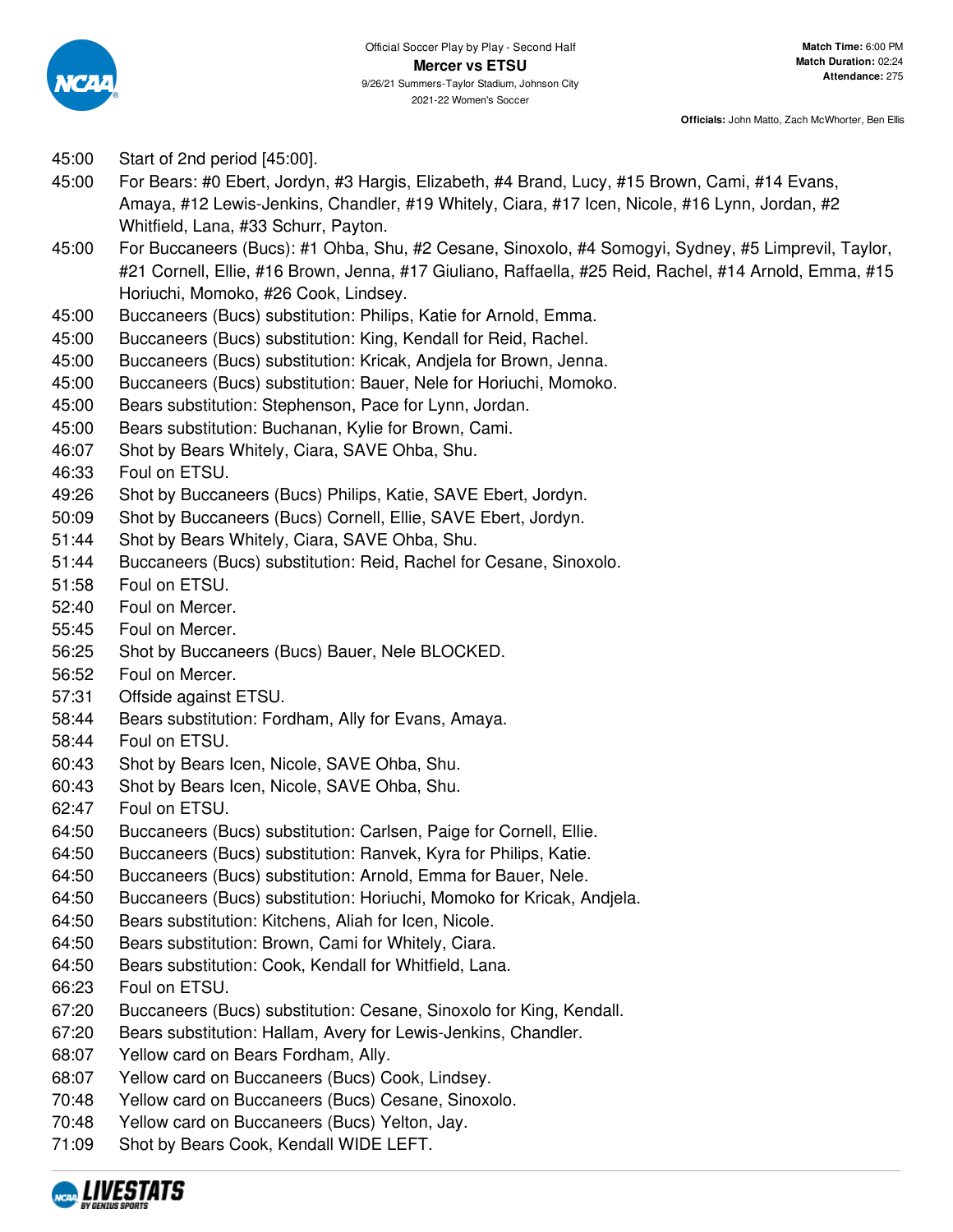Official Soccer Play by Play - Second Half

**Mercer vs ETSU**

9/26/21 Summers-Taylor Stadium, Johnson City

2021-22 Women's Soccer

**Match Time:** 6:00 PM
**Match Duration:** 02:24
**Attendance:** 275

**Officials:** John Matto, Zach McWhorter, Ben Ellis

| | |
|---|---|
| 45:00 | Start of 2nd period [45:00]. |
| 45:00 | For Bears: #0 Ebert, Jordyn, #3 Hargis, Elizabeth, #4 Brand, Lucy, #15 Brown, Cami, #14 Evans, Amaya, #12 Lewis-Jenkins, Chandler, #19 Whitely, Ciara, #17 Icen, Nicole, #16 Lynn, Jordan, #2 Whitfield, Lana, #33 Schurr, Payton. |
| 45:00 | For Buccaneers (Bucs): #1 Ohba, Shu, #2 Cesane, Sinoxolo, #4 Somogyi, Sydney, #5 Limprevil, Taylor, #21 Cornell, Ellie, #16 Brown, Jenna, #17 Giuliano, Raffaella, #25 Reid, Rachel, #14 Arnold, Emma, #15 Horiuchi, Momoko, #26 Cook, Lindsey. |
| 45:00 | Buccaneers (Bucs) substitution: Philips, Katie for Arnold, Emma. |
| 45:00 | Buccaneers (Bucs) substitution: King, Kendall for Reid, Rachel. |
| 45:00 | Buccaneers (Bucs) substitution: Kricak, Andjela for Brown, Jenna. |
| 45:00 | Buccaneers (Bucs) substitution: Bauer, Nele for Horiuchi, Momoko. |
| 45:00 | Bears substitution: Stephenson, Pace for Lynn, Jordan. |
| 45:00 | Bears substitution: Buchanan, Kylie for Brown, Cami. |
| 46:07 | Shot by Bears Whitely, Ciara, SAVE Ohba, Shu. |
| 46:33 | Foul on ETSU. |
| 49:26 | Shot by Buccaneers (Bucs) Philips, Katie, SAVE Ebert, Jordyn. |
| 50:09 | Shot by Buccaneers (Bucs) Cornell, Ellie, SAVE Ebert, Jordyn. |
| 51:44 | Shot by Bears Whitely, Ciara, SAVE Ohba, Shu. |
| 51:44 | Buccaneers (Bucs) substitution: Reid, Rachel for Cesane, Sinoxolo. |
| 51:58 | Foul on ETSU. |
| 52:40 | Foul on Mercer. |
| 55:45 | Foul on Mercer. |
| 56:25 | Shot by Buccaneers (Bucs) Bauer, Nele BLOCKED. |
| 56:52 | Foul on Mercer. |
| 57:31 | Offside against ETSU. |
| 58:44 | Bears substitution: Fordham, Ally for Evans, Amaya. |
| 58:44 | Foul on ETSU. |
| 60:43 | Shot by Bears Icen, Nicole, SAVE Ohba, Shu. |
| 60:43 | Shot by Bears Icen, Nicole, SAVE Ohba, Shu. |
| 62:47 | Foul on ETSU. |
| 64:50 | Buccaneers (Bucs) substitution: Carlsen, Paige for Cornell, Ellie. |
| 64:50 | Buccaneers (Bucs) substitution: Ranvek, Kyra for Philips, Katie. |
| 64:50 | Buccaneers (Bucs) substitution: Arnold, Emma for Bauer, Nele. |
| 64:50 | Buccaneers (Bucs) substitution: Horiuchi, Momoko for Kricak, Andjela. |
| 64:50 | Bears substitution: Kitchens, Aliah for Icen, Nicole. |
| 64:50 | Bears substitution: Brown, Cami for Whitely, Ciara. |
| 64:50 | Bears substitution: Cook, Kendall for Whitfield, Lana. |
| 66:23 | Foul on ETSU. |
| 67:20 | Buccaneers (Bucs) substitution: Cesane, Sinoxolo for King, Kendall. |
| 67:20 | Bears substitution: Hallam, Avery for Lewis-Jenkins, Chandler. |
| 68:07 | Yellow card on Bears Fordham, Ally. |
| 68:07 | Yellow card on Buccaneers (Bucs) Cook, Lindsey. |
| 70:48 | Yellow card on Buccaneers (Bucs) Cesane, Sinoxolo. |
| 70:48 | Yellow card on Buccaneers (Bucs) Yelton, Jay. |
| 71:09 | Shot by Bears Cook, Kendall WIDE LEFT. |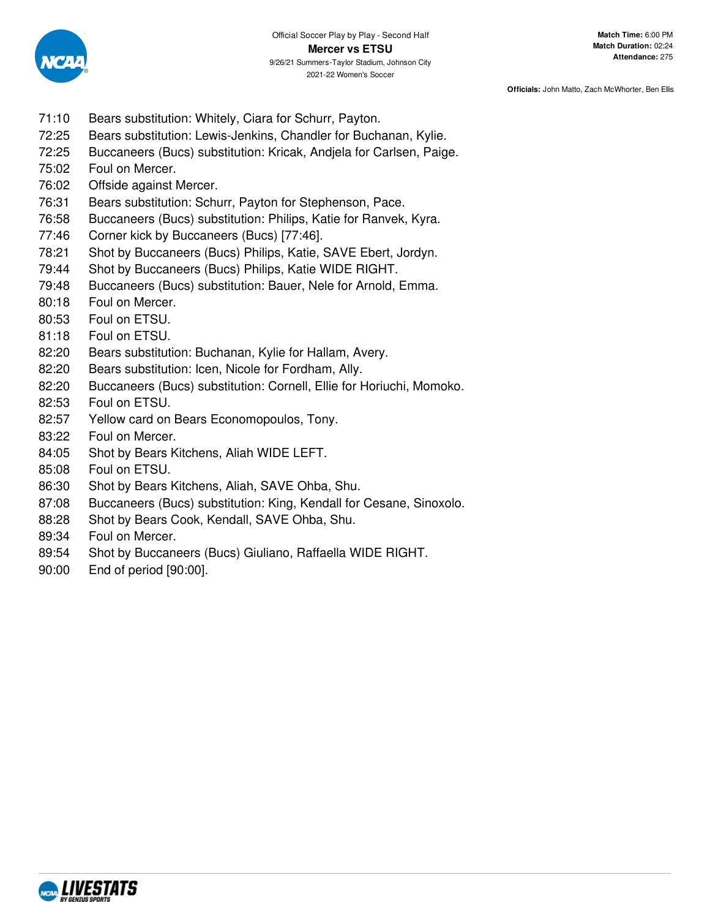Official Soccer Play by Play - Second Half

**Mercer vs ETSU**

9/26/21 Summers-Taylor Stadium, Johnson City

2021-22 Women's Soccer

**Match Time:** 6:00 PM
**Match Duration:** 02:24
**Attendance:** 275

**Officials:** John Matto, Zach McWhorter, Ben Ellis

| Time | Play |
|---|---|
| 71:10 | Bears substitution: Whitely, Ciara for Schurr, Payton. |
| 72:25 | Bears substitution: Lewis-Jenkins, Chandler for Buchanan, Kylie. |
| 72:25 | Buccaneers (Bucs) substitution: Kricak, Andjela for Carlsen, Paige. |
| 75:02 | Foul on Mercer. |
| 76:02 | Offside against Mercer. |
| 76:31 | Bears substitution: Schurr, Payton for Stephenson, Pace. |
| 76:58 | Buccaneers (Bucs) substitution: Philips, Katie for Ranvek, Kyra. |
| 77:46 | Corner kick by Buccaneers (Bucs) [77:46]. |
| 78:21 | Shot by Buccaneers (Bucs) Philips, Katie, SAVE Ebert, Jordyn. |
| 79:44 | Shot by Buccaneers (Bucs) Philips, Katie WIDE RIGHT. |
| 79:48 | Buccaneers (Bucs) substitution: Bauer, Nele for Arnold, Emma. |
| 80:18 | Foul on Mercer. |
| 80:53 | Foul on ETSU. |
| 81:18 | Foul on ETSU. |
| 82:20 | Bears substitution: Buchanan, Kylie for Hallam, Avery. |
| 82:20 | Bears substitution: Icen, Nicole for Fordham, Ally. |
| 82:20 | Buccaneers (Bucs) substitution: Cornell, Ellie for Horiuchi, Momoko. |
| 82:53 | Foul on ETSU. |
| 82:57 | Yellow card on Bears Economopoulos, Tony. |
| 83:22 | Foul on Mercer. |
| 84:05 | Shot by Bears Kitchens, Aliah WIDE LEFT. |
| 85:08 | Foul on ETSU. |
| 86:30 | Shot by Bears Kitchens, Aliah, SAVE Ohba, Shu. |
| 87:08 | Buccaneers (Bucs) substitution: King, Kendall for Cesane, Sinoxolo. |
| 88:28 | Shot by Bears Cook, Kendall, SAVE Ohba, Shu. |
| 89:34 | Foul on Mercer. |
| 89:54 | Shot by Buccaneers (Bucs) Giuliano, Raffaella WIDE RIGHT. |
| 90:00 | End of period [90:00]. |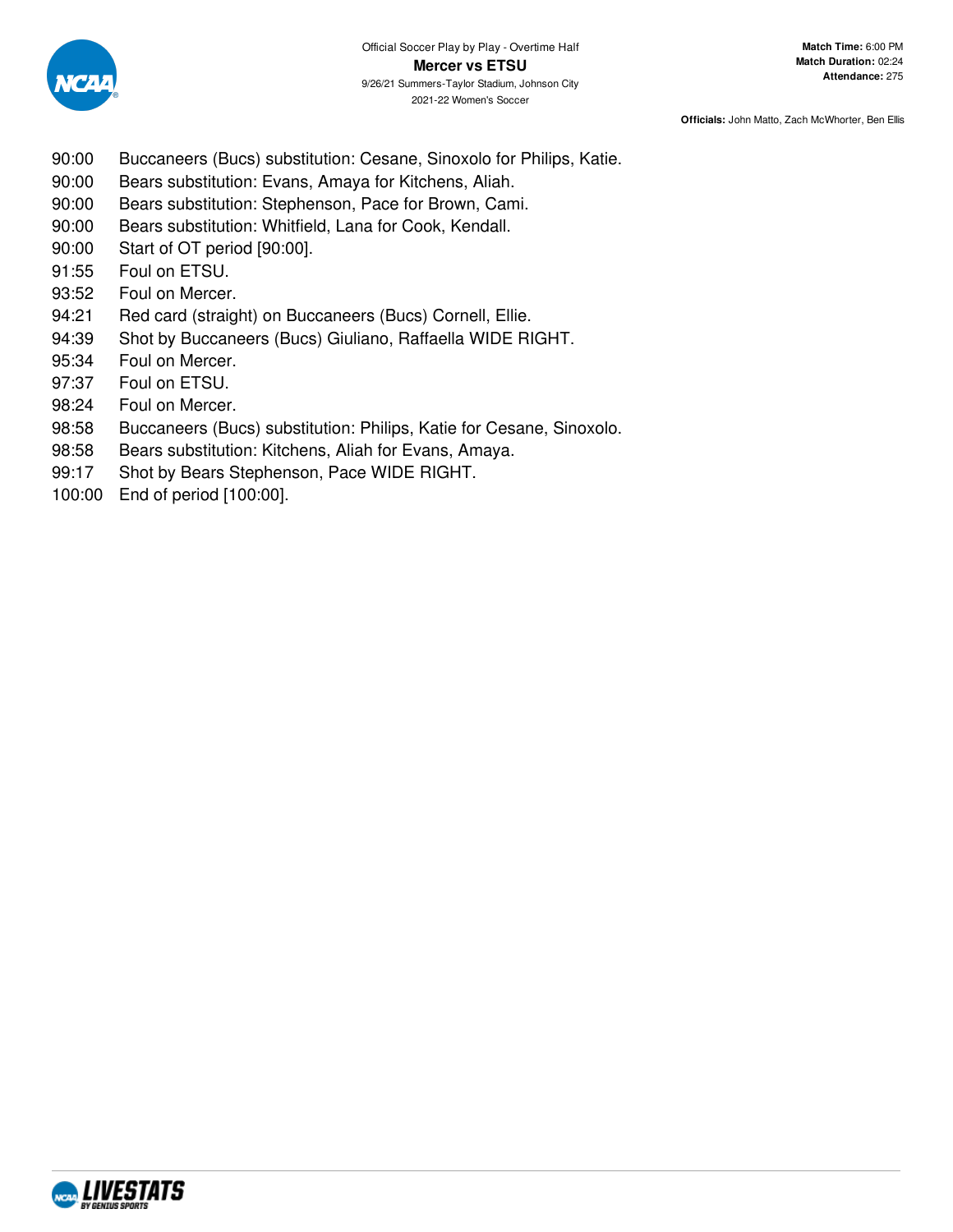Official Soccer Play by Play - Overtime Half

**Mercer vs ETSU**

9/26/21 Summers-Taylor Stadium, Johnson City

2021-22 Women's Soccer

**Match Time:** 6:00 PM
**Match Duration:** 02:24
**Attendance:** 275

**Officials:** John Matto, Zach McWhorter, Ben Ellis

| Time | Play |
|---|---|
| 90:00 | Buccaneers (Bucs) substitution: Cesane, Sinoxolo for Philips, Katie. |
| 90:00 | Bears substitution: Evans, Amaya for Kitchens, Aliah. |
| 90:00 | Bears substitution: Stephenson, Pace for Brown, Cami. |
| 90:00 | Bears substitution: Whitfield, Lana for Cook, Kendall. |
| 90:00 | Start of OT period [90:00]. |
| 91:55 | Foul on ETSU. |
| 93:52 | Foul on Mercer. |
| 94:21 | Red card (straight) on Buccaneers (Bucs) Cornell, Ellie. |
| 94:39 | Shot by Buccaneers (Bucs) Giuliano, Raffaella WIDE RIGHT. |
| 95:34 | Foul on Mercer. |
| 97:37 | Foul on ETSU. |
| 98:24 | Foul on Mercer. |
| 98:58 | Buccaneers (Bucs) substitution: Philips, Katie for Cesane, Sinoxolo. |
| 98:58 | Bears substitution: Kitchens, Aliah for Evans, Amaya. |
| 99:17 | Shot by Bears Stephenson, Pace WIDE RIGHT. |
| 100:00 | End of period [100:00]. |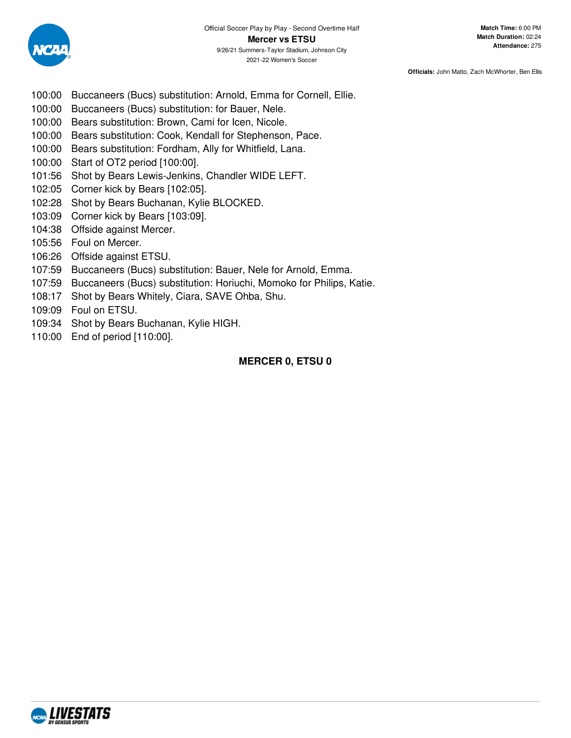Official Soccer Play by Play - Second Overtime Half

**Mercer vs ETSU**

9/26/21 Summers-Taylor Stadium, Johnson City

2021-22 Women's Soccer

**Match Time:** 6:00 PM
**Match Duration:** 02:24
**Attendance:** 275

**Officials:** John Matto, Zach McWhorter, Ben Ellis

| | |
|---|---|
| 100:00 | Buccaneers (Bucs) substitution: Arnold, Emma for Cornell, Ellie. |
| 100:00 | Buccaneers (Bucs) substitution: for Bauer, Nele. |
| 100:00 | Bears substitution: Brown, Cami for Icen, Nicole. |
| 100:00 | Bears substitution: Cook, Kendall for Stephenson, Pace. |
| 100:00 | Bears substitution: Fordham, Ally for Whitfield, Lana. |
| 100:00 | Start of OT2 period [100:00]. |
| 101:56 | Shot by Bears Lewis-Jenkins, Chandler WIDE LEFT. |
| 102:05 | Corner kick by Bears [102:05]. |
| 102:28 | Shot by Bears Buchanan, Kylie BLOCKED. |
| 103:09 | Corner kick by Bears [103:09]. |
| 104:38 | Offside against Mercer. |
| 105:56 | Foul on Mercer. |
| 106:26 | Offside against ETSU. |
| 107:59 | Buccaneers (Bucs) substitution: Bauer, Nele for Arnold, Emma. |
| 107:59 | Buccaneers (Bucs) substitution: Horiuchi, Momoko for Philips, Katie. |
| 108:17 | Shot by Bears Whitely, Ciara, SAVE Ohba, Shu. |
| 109:09 | Foul on ETSU. |
| 109:34 | Shot by Bears Buchanan, Kylie HIGH. |
| 110:00 | End of period [110:00]. |

**MERCER 0, ETSU 0**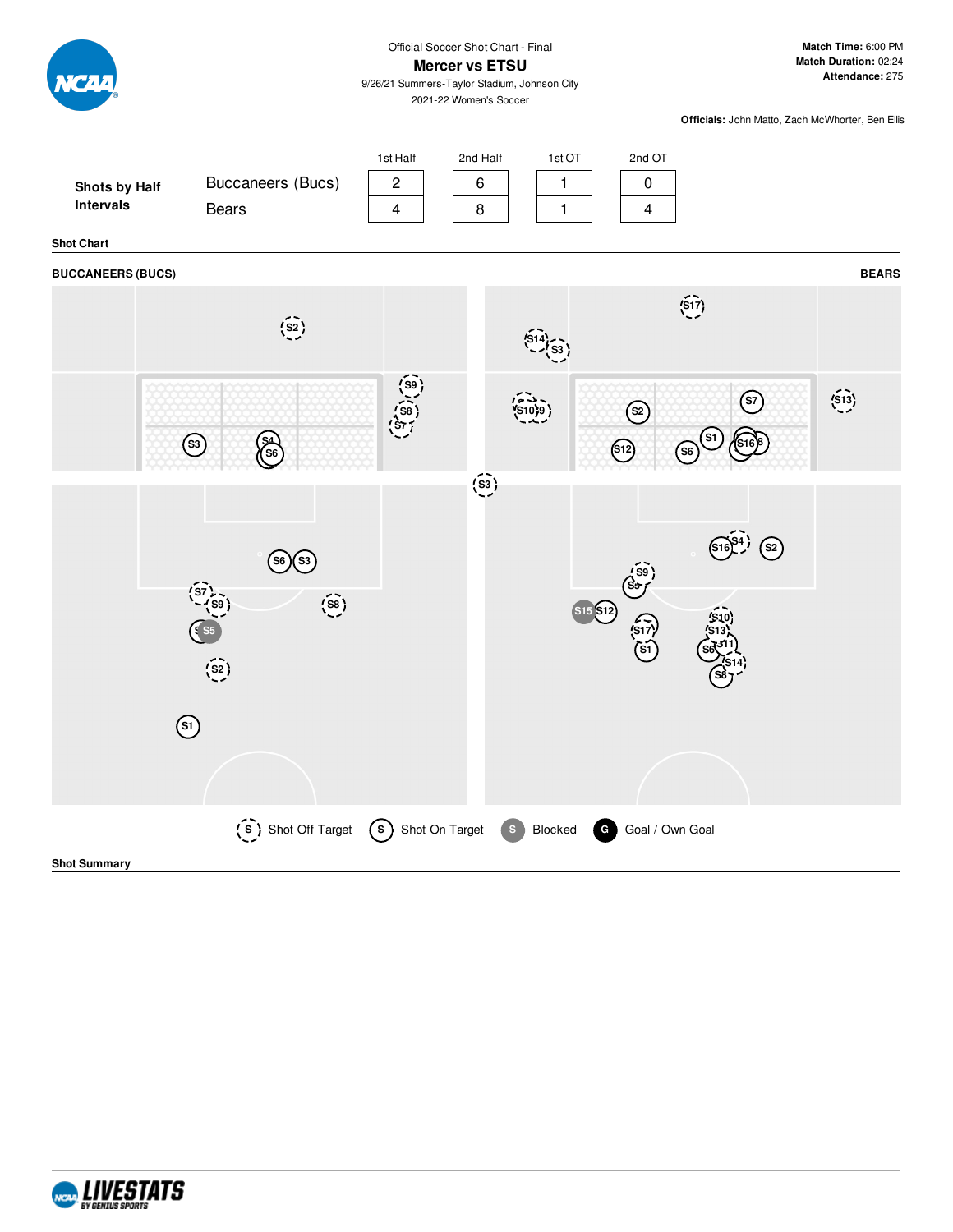Official Soccer Shot Chart - Final

# Mercer vs ETSU

9/26/21 Summers-Taylor Stadium, Johnson City

2021-22 Women's Soccer

**Match Time:** 6:00 PM
**Match Duration:** 02:24
**Attendance:** 275

**Officials:** John Matto, Zach McWhorter, Ben Ellis

**Shots by Half Intervals**

| | 1st Half | 2nd Half | 1st OT | 2nd OT |
|---|---|---|---|---|
| Buccaneers (Bucs) | 2 | 6 | 1 | 0 |
| Bears | 4 | 8 | 1 | 4 |

**Shot Chart**

**BUCCANEERS (BUCS)** | **BEARS**

Shot Off Target | Shot On Target | Blocked | Goal / Own Goal

**Shot Summary**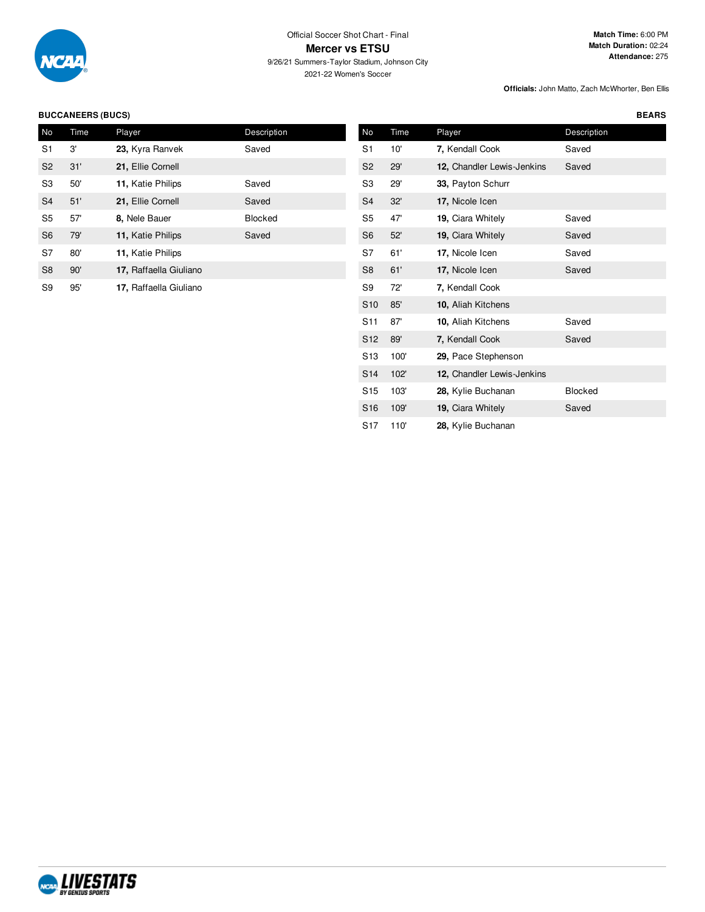Official Soccer Shot Chart - Final

# Mercer vs ETSU

9/26/21 Summers-Taylor Stadium, Johnson City

2021-22 Women's Soccer

**Match Time:** 6:00 PM
**Match Duration:** 02:24
**Attendance:** 275

**Officials:** John Matto, Zach McWhorter, Ben Ellis

### BUCCANEERS (BUCS)

| No | Time | Player | Description |
|---|---|---|---|
| S1 | 3' | **23,** Kyra Ranvek | Saved |
| S2 | 31' | **21,** Ellie Cornell | |
| S3 | 50' | **11,** Katie Philips | Saved |
| S4 | 51' | **21,** Ellie Cornell | Saved |
| S5 | 57' | **8,** Nele Bauer | Blocked |
| S6 | 79' | **11,** Katie Philips | Saved |
| S7 | 80' | **11,** Katie Philips | |
| S8 | 90' | **17,** Raffaella Giuliano | |
| S9 | 95' | **17,** Raffaella Giuliano | |

### BEARS

| No | Time | Player | Description |
|---|---|---|---|
| S1 | 10' | **7,** Kendall Cook | Saved |
| S2 | 29' | **12,** Chandler Lewis-Jenkins | Saved |
| S3 | 29' | **33,** Payton Schurr | |
| S4 | 32' | **17,** Nicole Icen | |
| S5 | 47' | **19,** Ciara Whitely | Saved |
| S6 | 52' | **19,** Ciara Whitely | Saved |
| S7 | 61' | **17,** Nicole Icen | Saved |
| S8 | 61' | **17,** Nicole Icen | Saved |
| S9 | 72' | **7,** Kendall Cook | |
| S10 | 85' | **10,** Aliah Kitchens | |
| S11 | 87' | **10,** Aliah Kitchens | Saved |
| S12 | 89' | **7,** Kendall Cook | Saved |
| S13 | 100' | **29,** Pace Stephenson | |
| S14 | 102' | **12,** Chandler Lewis-Jenkins | |
| S15 | 103' | **28,** Kylie Buchanan | Blocked |
| S16 | 109' | **19,** Ciara Whitely | Saved |
| S17 | 110' | **28,** Kylie Buchanan | |